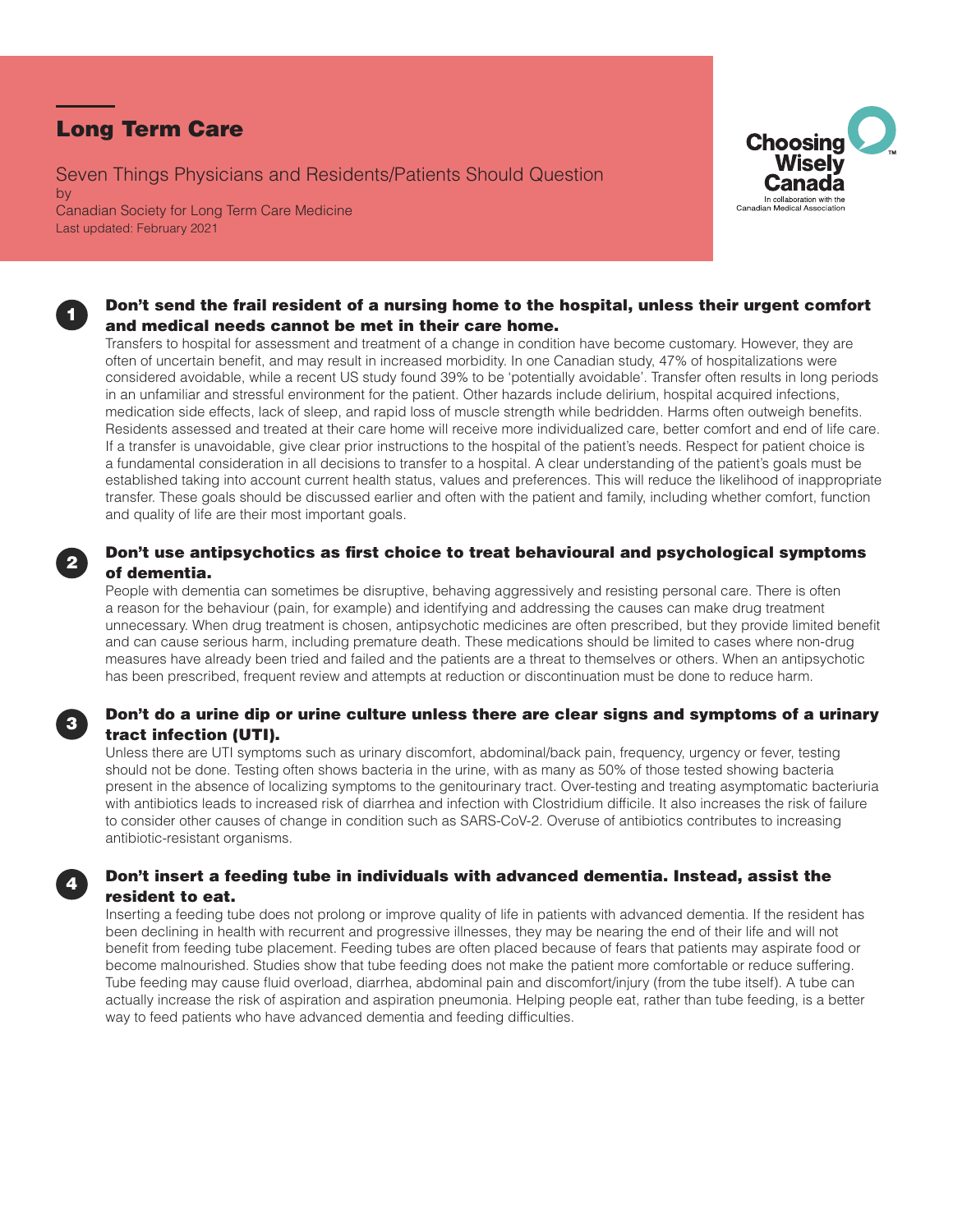# Long Term Care

Seven Things Physicians and Residents/Patients Should Question
by
Canadian Society for Long Term Care Medicine
Last updated: February 2021

Choosing Wisely Canada
In collaboration with the Canadian Medical Association

## 1. Don't send the frail resident of a nursing home to the hospital, unless their urgent comfort and medical needs cannot be met in their care home.

Transfers to hospital for assessment and treatment of a change in condition have become customary. However, they are often of uncertain benefit, and may result in increased morbidity. In one Canadian study, 47% of hospitalizations were considered avoidable, while a recent US study found 39% to be 'potentially avoidable'. Transfer often results in long periods in an unfamiliar and stressful environment for the patient. Other hazards include delirium, hospital acquired infections, medication side effects, lack of sleep, and rapid loss of muscle strength while bedridden. Harms often outweigh benefits. Residents assessed and treated at their care home will receive more individualized care, better comfort and end of life care. If a transfer is unavoidable, give clear prior instructions to the hospital of the patient's needs. Respect for patient choice is a fundamental consideration in all decisions to transfer to a hospital. A clear understanding of the patient's goals must be established taking into account current health status, values and preferences. This will reduce the likelihood of inappropriate transfer. These goals should be discussed earlier and often with the patient and family, including whether comfort, function and quality of life are their most important goals.

## 2. Don't use antipsychotics as first choice to treat behavioural and psychological symptoms of dementia.

People with dementia can sometimes be disruptive, behaving aggressively and resisting personal care. There is often a reason for the behaviour (pain, for example) and identifying and addressing the causes can make drug treatment unnecessary. When drug treatment is chosen, antipsychotic medicines are often prescribed, but they provide limited benefit and can cause serious harm, including premature death. These medications should be limited to cases where non-drug measures have already been tried and failed and the patients are a threat to themselves or others. When an antipsychotic has been prescribed, frequent review and attempts at reduction or discontinuation must be done to reduce harm.

## 3. Don't do a urine dip or urine culture unless there are clear signs and symptoms of a urinary tract infection (UTI).

Unless there are UTI symptoms such as urinary discomfort, abdominal/back pain, frequency, urgency or fever, testing should not be done. Testing often shows bacteria in the urine, with as many as 50% of those tested showing bacteria present in the absence of localizing symptoms to the genitourinary tract. Over-testing and treating asymptomatic bacteriuria with antibiotics leads to increased risk of diarrhea and infection with Clostridium difficile. It also increases the risk of failure to consider other causes of change in condition such as SARS-CoV-2. Overuse of antibiotics contributes to increasing antibiotic-resistant organisms.

## 4. Don't insert a feeding tube in individuals with advanced dementia. Instead, assist the resident to eat.

Inserting a feeding tube does not prolong or improve quality of life in patients with advanced dementia. If the resident has been declining in health with recurrent and progressive illnesses, they may be nearing the end of their life and will not benefit from feeding tube placement. Feeding tubes are often placed because of fears that patients may aspirate food or become malnourished. Studies show that tube feeding does not make the patient more comfortable or reduce suffering. Tube feeding may cause fluid overload, diarrhea, abdominal pain and discomfort/injury (from the tube itself). A tube can actually increase the risk of aspiration and aspiration pneumonia. Helping people eat, rather than tube feeding, is a better way to feed patients who have advanced dementia and feeding difficulties.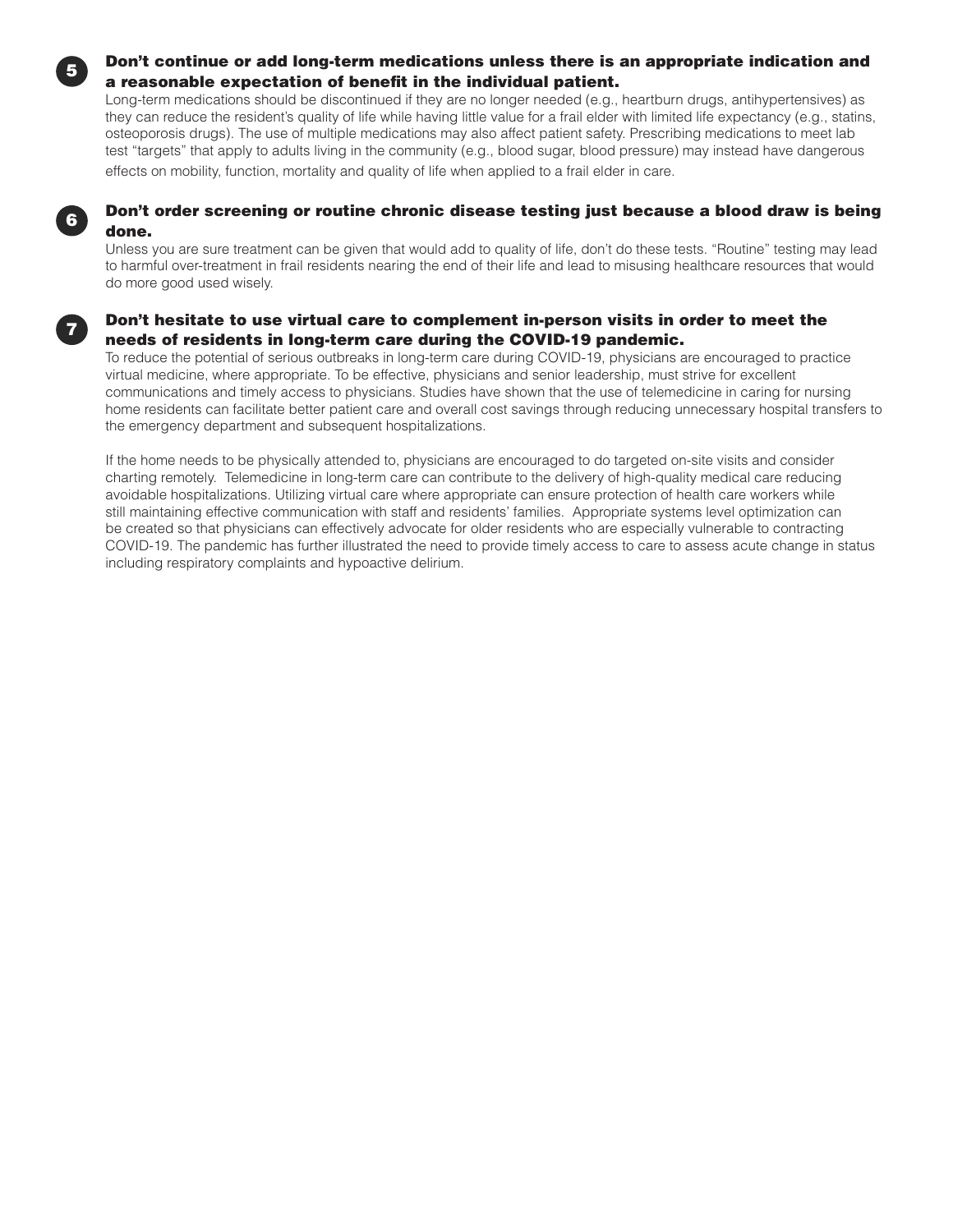**5** **Don't continue or add long-term medications unless there is an appropriate indication and a reasonable expectation of benefit in the individual patient.**

Long-term medications should be discontinued if they are no longer needed (e.g., heartburn drugs, antihypertensives) as they can reduce the resident's quality of life while having little value for a frail elder with limited life expectancy (e.g., statins, osteoporosis drugs). The use of multiple medications may also affect patient safety. Prescribing medications to meet lab test "targets" that apply to adults living in the community (e.g., blood sugar, blood pressure) may instead have dangerous effects on mobility, function, mortality and quality of life when applied to a frail elder in care.

**6** **Don't order screening or routine chronic disease testing just because a blood draw is being done.**

Unless you are sure treatment can be given that would add to quality of life, don't do these tests. "Routine" testing may lead to harmful over-treatment in frail residents nearing the end of their life and lead to misusing healthcare resources that would do more good used wisely.

**7** **Don't hesitate to use virtual care to complement in-person visits in order to meet the needs of residents in long-term care during the COVID-19 pandemic.**

To reduce the potential of serious outbreaks in long-term care during COVID-19, physicians are encouraged to practice virtual medicine, where appropriate. To be effective, physicians and senior leadership, must strive for excellent communications and timely access to physicians. Studies have shown that the use of telemedicine in caring for nursing home residents can facilitate better patient care and overall cost savings through reducing unnecessary hospital transfers to the emergency department and subsequent hospitalizations.

If the home needs to be physically attended to, physicians are encouraged to do targeted on-site visits and consider charting remotely. Telemedicine in long-term care can contribute to the delivery of high-quality medical care reducing avoidable hospitalizations. Utilizing virtual care where appropriate can ensure protection of health care workers while still maintaining effective communication with staff and residents' families. Appropriate systems level optimization can be created so that physicians can effectively advocate for older residents who are especially vulnerable to contracting COVID-19. The pandemic has further illustrated the need to provide timely access to care to assess acute change in status including respiratory complaints and hypoactive delirium.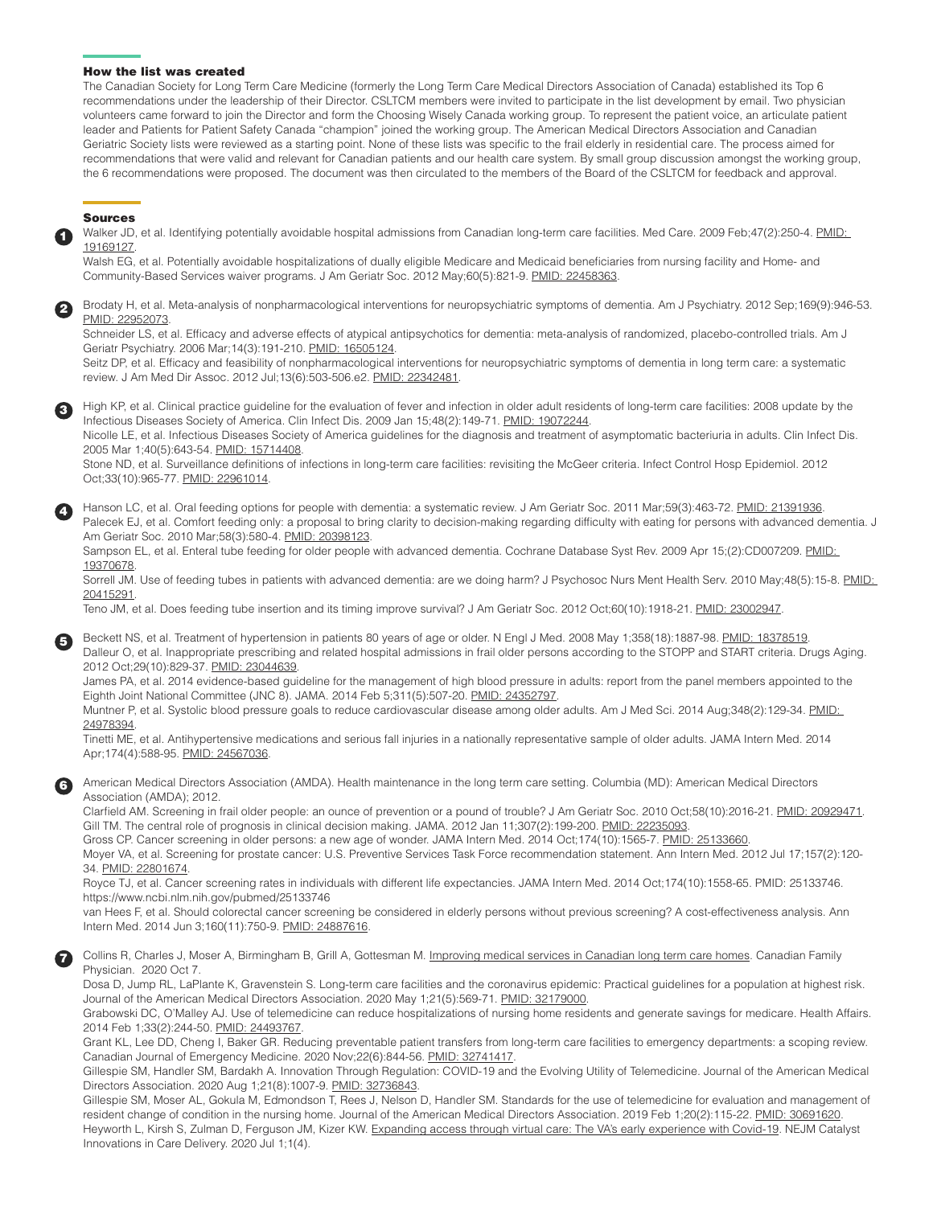## How the list was created

The Canadian Society for Long Term Care Medicine (formerly the Long Term Care Medical Directors Association of Canada) established its Top 6 recommendations under the leadership of their Director. CSLTCM members were invited to participate in the list development by email. Two physician volunteers came forward to join the Director and form the Choosing Wisely Canada working group. To represent the patient voice, an articulate patient leader and Patients for Patient Safety Canada "champion" joined the working group. The American Medical Directors Association and Canadian Geriatric Society lists were reviewed as a starting point. None of these lists was specific to the frail elderly in residential care. The process aimed for recommendations that were valid and relevant for Canadian patients and our health care system. By small group discussion amongst the working group, the 6 recommendations were proposed. The document was then circulated to the members of the Board of the CSLTCM for feedback and approval.

## Sources

**1**

Walker JD, et al. Identifying potentially avoidable hospital admissions from Canadian long-term care facilities. Med Care. 2009 Feb;47(2):250-4. PMID: 19169127.

Walsh EG, et al. Potentially avoidable hospitalizations of dually eligible Medicare and Medicaid beneficiaries from nursing facility and Home- and Community-Based Services waiver programs. J Am Geriatr Soc. 2012 May;60(5):821-9. PMID: 22458363.

**2**

Brodaty H, et al. Meta-analysis of nonpharmacological interventions for neuropsychiatric symptoms of dementia. Am J Psychiatry. 2012 Sep;169(9):946-53. PMID: 22952073.

Schneider LS, et al. Efficacy and adverse effects of atypical antipsychotics for dementia: meta-analysis of randomized, placebo-controlled trials. Am J Geriatr Psychiatry. 2006 Mar;14(3):191-210. PMID: 16505124.

Seitz DP, et al. Efficacy and feasibility of nonpharmacological interventions for neuropsychiatric symptoms of dementia in long term care: a systematic review. J Am Med Dir Assoc. 2012 Jul;13(6):503-506.e2. PMID: 22342481.

**3**

High KP, et al. Clinical practice guideline for the evaluation of fever and infection in older adult residents of long-term care facilities: 2008 update by the Infectious Diseases Society of America. Clin Infect Dis. 2009 Jan 15;48(2):149-71. PMID: 19072244.

Nicolle LE, et al. Infectious Diseases Society of America guidelines for the diagnosis and treatment of asymptomatic bacteriuria in adults. Clin Infect Dis. 2005 Mar 1;40(5):643-54. PMID: 15714408.

Stone ND, et al. Surveillance definitions of infections in long-term care facilities: revisiting the McGeer criteria. Infect Control Hosp Epidemiol. 2012 Oct;33(10):965-77. PMID: 22961014.

**4**

Hanson LC, et al. Oral feeding options for people with dementia: a systematic review. J Am Geriatr Soc. 2011 Mar;59(3):463-72. PMID: 21391936.

Palecek EJ, et al. Comfort feeding only: a proposal to bring clarity to decision-making regarding difficulty with eating for persons with advanced dementia. J Am Geriatr Soc. 2010 Mar;58(3):580-4. PMID: 20398123.

Sampson EL, et al. Enteral tube feeding for older people with advanced dementia. Cochrane Database Syst Rev. 2009 Apr 15;(2):CD007209. PMID: 19370678.

Sorrell JM. Use of feeding tubes in patients with advanced dementia: are we doing harm? J Psychosoc Nurs Ment Health Serv. 2010 May;48(5):15-8. PMID: 20415291.

Teno JM, et al. Does feeding tube insertion and its timing improve survival? J Am Geriatr Soc. 2012 Oct;60(10):1918-21. PMID: 23002947.

**5**

Beckett NS, et al. Treatment of hypertension in patients 80 years of age or older. N Engl J Med. 2008 May 1;358(18):1887-98. PMID: 18378519.

Dalleur O, et al. Inappropriate prescribing and related hospital admissions in frail older persons according to the STOPP and START criteria. Drugs Aging. 2012 Oct;29(10):829-37. PMID: 23044639.

James PA, et al. 2014 evidence-based guideline for the management of high blood pressure in adults: report from the panel members appointed to the Eighth Joint National Committee (JNC 8). JAMA. 2014 Feb 5;311(5):507-20. PMID: 24352797.

Muntner P, et al. Systolic blood pressure goals to reduce cardiovascular disease among older adults. Am J Med Sci. 2014 Aug;348(2):129-34. PMID: 24978394.

Tinetti ME, et al. Antihypertensive medications and serious fall injuries in a nationally representative sample of older adults. JAMA Intern Med. 2014 Apr;174(4):588-95. PMID: 24567036.

**6**

American Medical Directors Association (AMDA). Health maintenance in the long term care setting. Columbia (MD): American Medical Directors Association (AMDA); 2012.

Clarfield AM. Screening in frail older people: an ounce of prevention or a pound of trouble? J Am Geriatr Soc. 2010 Oct;58(10):2016-21. PMID: 20929471.

Gill TM. The central role of prognosis in clinical decision making. JAMA. 2012 Jan 11;307(2):199-200. PMID: 22235093.

Gross CP. Cancer screening in older persons: a new age of wonder. JAMA Intern Med. 2014 Oct;174(10):1565-7. PMID: 25133660.

Moyer VA, et al. Screening for prostate cancer: U.S. Preventive Services Task Force recommendation statement. Ann Intern Med. 2012 Jul 17;157(2):120-34. PMID: 22801674.

Royce TJ, et al. Cancer screening rates in individuals with different life expectancies. JAMA Intern Med. 2014 Oct;174(10):1558-65. PMID: 25133746. https://www.ncbi.nlm.nih.gov/pubmed/25133746

van Hees F, et al. Should colorectal cancer screening be considered in elderly persons without previous screening? A cost-effectiveness analysis. Ann Intern Med. 2014 Jun 3;160(11):750-9. PMID: 24887616.

**7**

Collins R, Charles J, Moser A, Birmingham B, Grill A, Gottesman M. Improving medical services in Canadian long term care homes. Canadian Family Physician. 2020 Oct 7.

Dosa D, Jump RL, LaPlante K, Gravenstein S. Long-term care facilities and the coronavirus epidemic: Practical guidelines for a population at highest risk. Journal of the American Medical Directors Association. 2020 May 1;21(5):569-71. PMID: 32179000.

Grabowski DC, O'Malley AJ. Use of telemedicine can reduce hospitalizations of nursing home residents and generate savings for medicare. Health Affairs. 2014 Feb 1;33(2):244-50. PMID: 24493767.

Grant KL, Lee DD, Cheng I, Baker GR. Reducing preventable patient transfers from long-term care facilities to emergency departments: a scoping review. Canadian Journal of Emergency Medicine. 2020 Nov;22(6):844-56. PMID: 32741417.

Gillespie SM, Handler SM, Bardakh A. Innovation Through Regulation: COVID-19 and the Evolving Utility of Telemedicine. Journal of the American Medical Directors Association. 2020 Aug 1;21(8):1007-9. PMID: 32736843.

Gillespie SM, Moser AL, Gokula M, Edmondson T, Rees J, Nelson D, Handler SM. Standards for the use of telemedicine for evaluation and management of resident change of condition in the nursing home. Journal of the American Medical Directors Association. 2019 Feb 1;20(2):115-22. PMID: 30691620.

Heyworth L, Kirsh S, Zulman D, Ferguson JM, Kizer KW. Expanding access through virtual care: The VA's early experience with Covid-19. NEJM Catalyst Innovations in Care Delivery. 2020 Jul 1;1(4).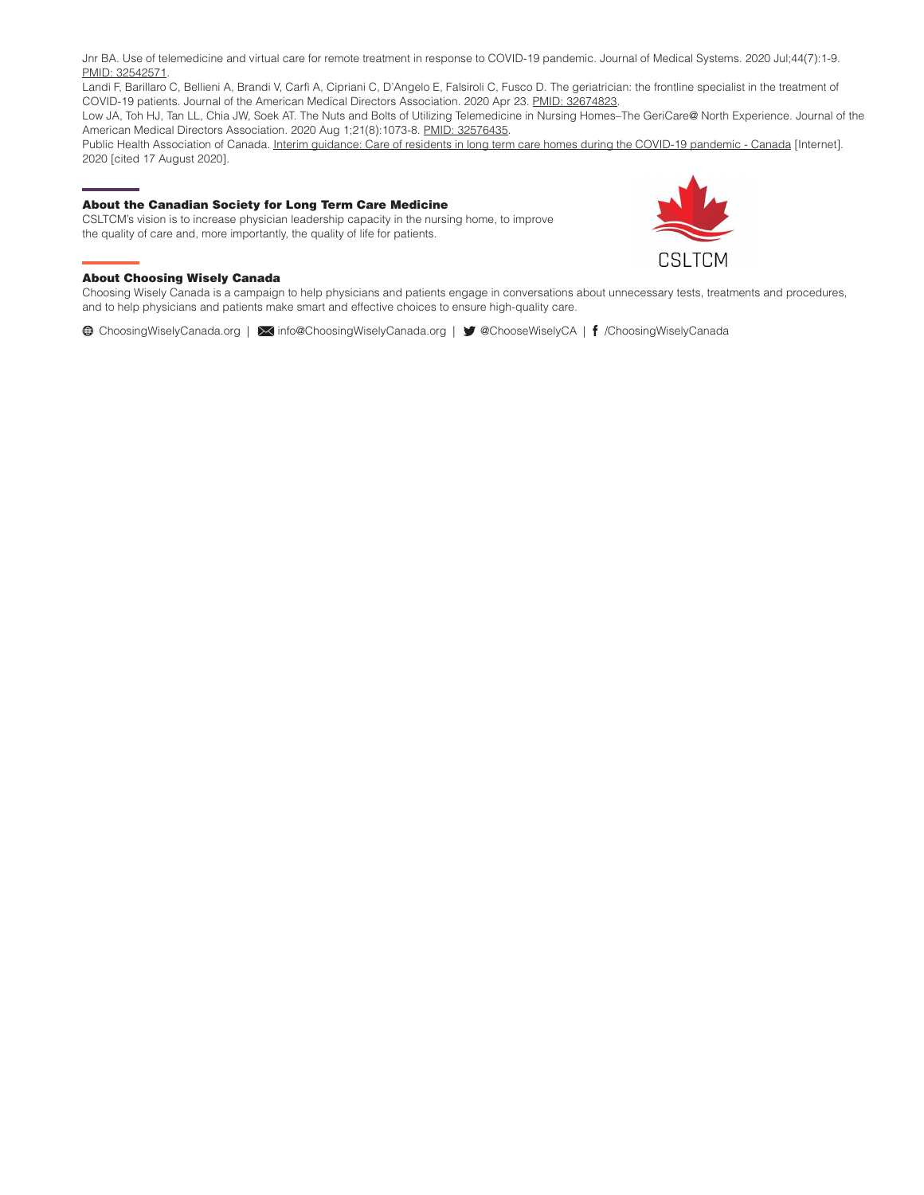Jnr BA. Use of telemedicine and virtual care for remote treatment in response to COVID-19 pandemic. Journal of Medical Systems. 2020 Jul;44(7):1-9. PMID: 32542571.

Landi F, Barillaro C, Bellieni A, Brandi V, Carfì A, Cipriani C, D'Angelo E, Falsiroli C, Fusco D. The geriatrician: the frontline specialist in the treatment of COVID-19 patients. Journal of the American Medical Directors Association. 2020 Apr 23. PMID: 32674823.

Low JA, Toh HJ, Tan LL, Chia JW, Soek AT. The Nuts and Bolts of Utilizing Telemedicine in Nursing Homes–The GeriCare@ North Experience. Journal of the American Medical Directors Association. 2020 Aug 1;21(8):1073-8. PMID: 32576435.

Public Health Association of Canada. Interim guidance: Care of residents in long term care homes during the COVID-19 pandemic - Canada [Internet]. 2020 [cited 17 August 2020].

### About the Canadian Society for Long Term Care Medicine

CSLTCM's vision is to increase physician leadership capacity in the nursing home, to improve the quality of care and, more importantly, the quality of life for patients.

CSLTCM

### About Choosing Wisely Canada

Choosing Wisely Canada is a campaign to help physicians and patients engage in conversations about unnecessary tests, treatments and procedures, and to help physicians and patients make smart and effective choices to ensure high-quality care.

ChoosingWiselyCanada.org | info@ChoosingWiselyCanada.org | @ChooseWiselyCA | /ChoosingWiselyCanada